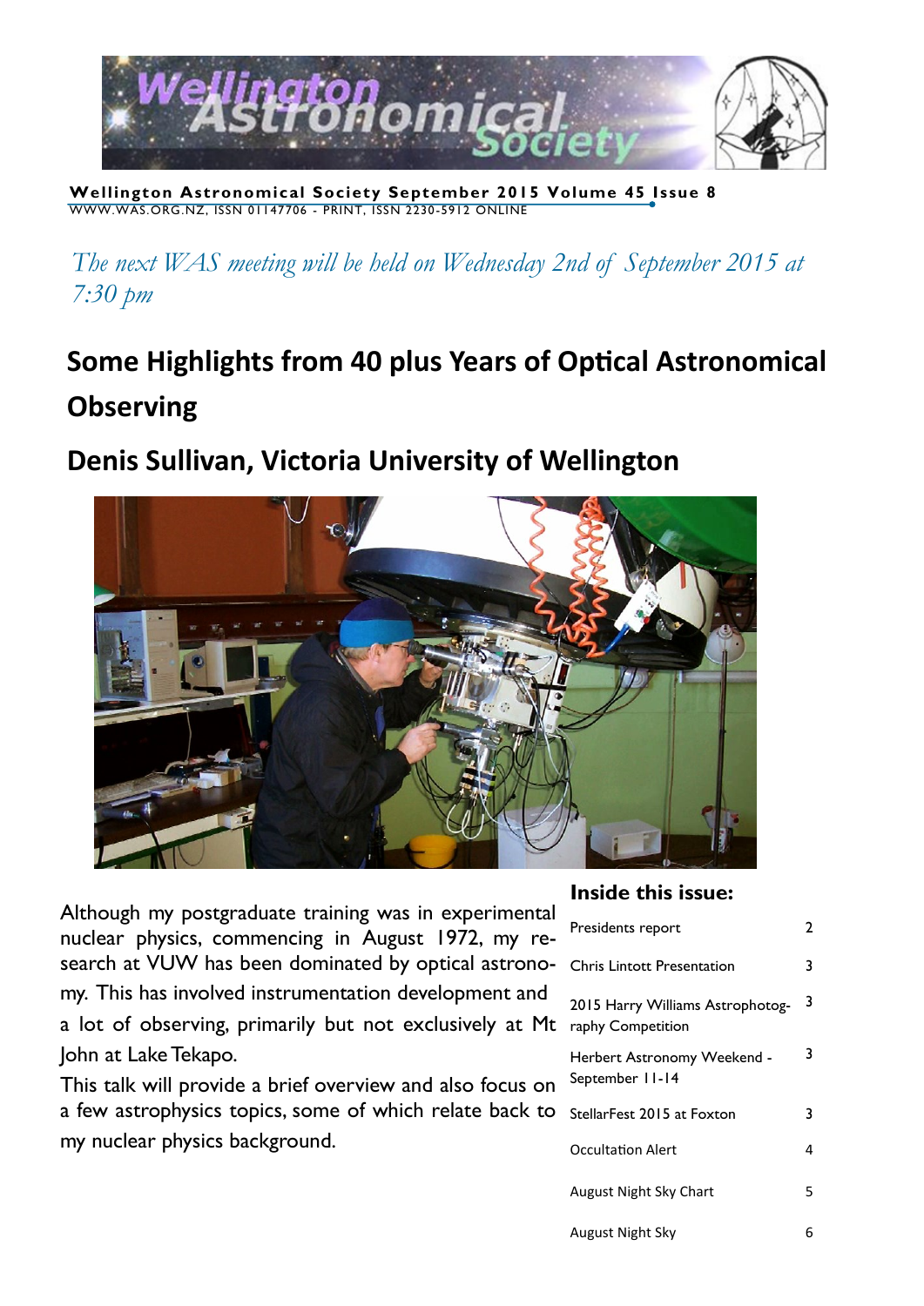**Wellington Astronomical Society September 2015 Volume 45 Issue 8**

WWW.WAS.ORG.NZ, ISSN 01147706 - PRINT, ISSN 2230-5912 ONLINE

*The next WAS meeting will be held on Wednesday 2nd of September 2015 at 7:30 pm*

# Some Highlights from 40 plus Years of Optical Astronomical Observing

## Denis Sullivan, Victoria University of Wellington

Although my postgraduate training was in experimental nuclear physics, commencing in August 1972, my research at VUW has been dominated by optical astronomy. This has involved instrumentation development and a lot of observing, primarily but not exclusively at Mt John at Lake Tekapo.

This talk will provide a brief overview and also focus on a few astrophysics topics, some of which relate back to my nuclear physics background.

### Inside this issue:

| | |
|---|---|
| Presidents report | 2 |
| Chris Lintott Presentation | 3 |
| 2015 Harry Williams Astrophotography Competition | 3 |
| Herbert Astronomy Weekend - September 11-14 | 3 |
| StellarFest 2015 at Foxton | 3 |
| Occultation Alert | 4 |
| August Night Sky Chart | 5 |
| August Night Sky | 6 |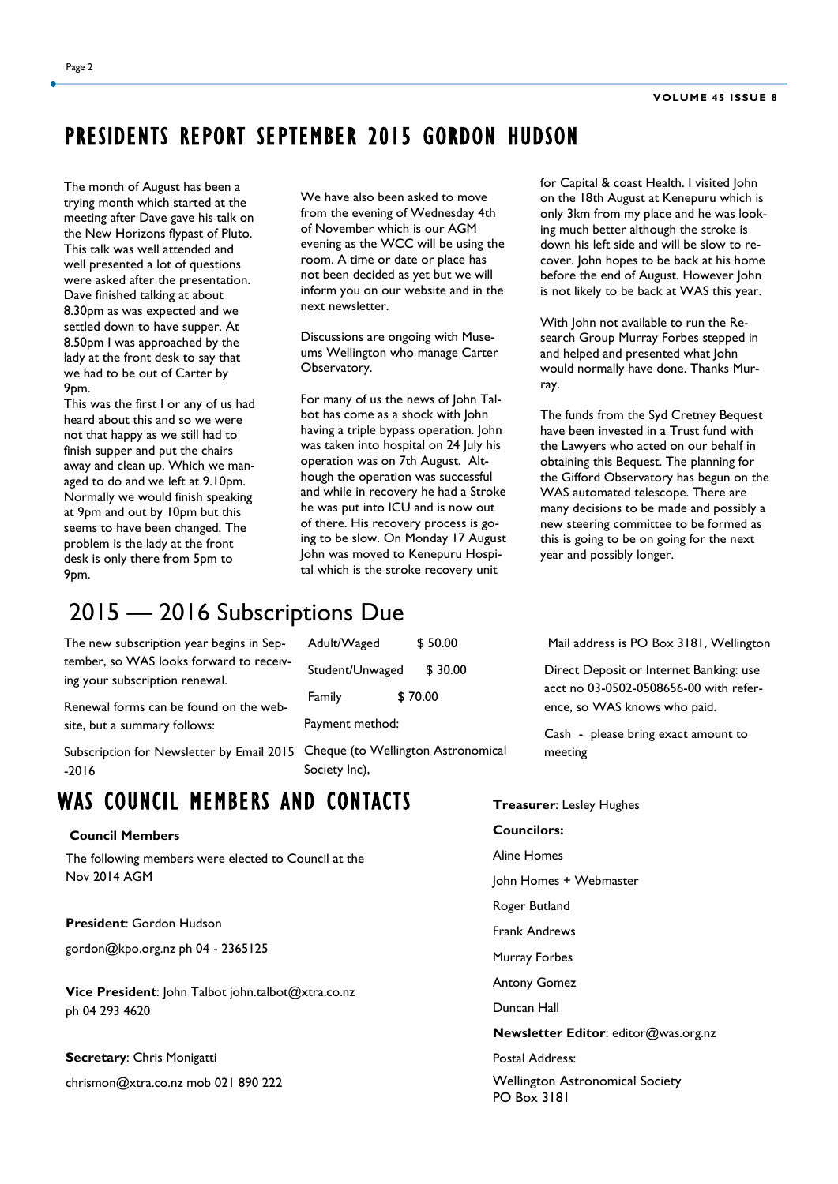# PRESIDENTS REPORT SEPTEMBER 2015 GORDON HUDSON

The month of August has been a trying month which started at the meeting after Dave gave his talk on the New Horizons flypast of Pluto. This talk was well attended and well presented a lot of questions were asked after the presentation. Dave finished talking at about 8.30pm as was expected and we settled down to have supper. At 8.50pm I was approached by the lady at the front desk to say that we had to be out of Carter by 9pm.

This was the first I or any of us had heard about this and so we were not that happy as we still had to finish supper and put the chairs away and clean up. Which we managed to do and we left at 9.10pm. Normally we would finish speaking at 9pm and out by 10pm but this seems to have been changed. The problem is the lady at the front desk is only there from 5pm to 9pm.

We have also been asked to move from the evening of Wednesday 4th of November which is our AGM evening as the WCC will be using the room. A time or date or place has not been decided as yet but we will inform you on our website and in the next newsletter.

Discussions are ongoing with Museums Wellington who manage Carter Observatory.

For many of us the news of John Talbot has come as a shock with John having a triple bypass operation. John was taken into hospital on 24 July his operation was on 7th August. Although the operation was successful and while in recovery he had a Stroke he was put into ICU and is now out of there. His recovery process is going to be slow. On Monday 17 August John was moved to Kenepuru Hospital which is the stroke recovery unit for Capital & coast Health. I visited John on the 18th August at Kenepuru which is only 3km from my place and he was looking much better although the stroke is down his left side and will be slow to recover. John hopes to be back at his home before the end of August. However John is not likely to be back at WAS this year.

With John not available to run the Research Group Murray Forbes stepped in and helped and presented what John would normally have done. Thanks Murray.

The funds from the Syd Cretney Bequest have been invested in a Trust fund with the Lawyers who acted on our behalf in obtaining this Bequest. The planning for the Gifford Observatory has begun on the WAS automated telescope. There are many decisions to be made and possibly a new steering committee to be formed as this is going to be on going for the next year and possibly longer.

## 2015 — 2016 Subscriptions Due

The new subscription year begins in September, so WAS looks forward to receiving your subscription renewal.

Renewal forms can be found on the website, but a summary follows:

Subscription for Newsletter by Email 2015-2016

| | |
|---|---|
| Adult/Waged | $ 50.00 |
| Student/Unwaged | $ 30.00 |
| Family | $ 70.00 |

Payment method:

Cheque (to Wellington Astronomical Society Inc),

Mail address is PO Box 3181, Wellington

Direct Deposit or Internet Banking: use acct no 03-0502-0508656-00 with reference, so WAS knows who paid.

Cash - please bring exact amount to meeting

# WAS COUNCIL MEMBERS AND CONTACTS

**Council Members**

The following members were elected to Council at the Nov 2014 AGM

**President**: Gordon Hudson

gordon@kpo.org.nz ph 04 - 2365125

**Vice President**: John Talbot john.talbot@xtra.co.nz ph 04 293 4620

**Secretary**: Chris Monigatti

chrismon@xtra.co.nz mob 021 890 222

**Treasurer**: Lesley Hughes

**Councilors:**

Aline Homes

John Homes + Webmaster

Roger Butland

Frank Andrews

Murray Forbes

Antony Gomez

Duncan Hall

**Newsletter Editor**: editor@was.org.nz

Postal Address:

Wellington Astronomical Society
PO Box 3181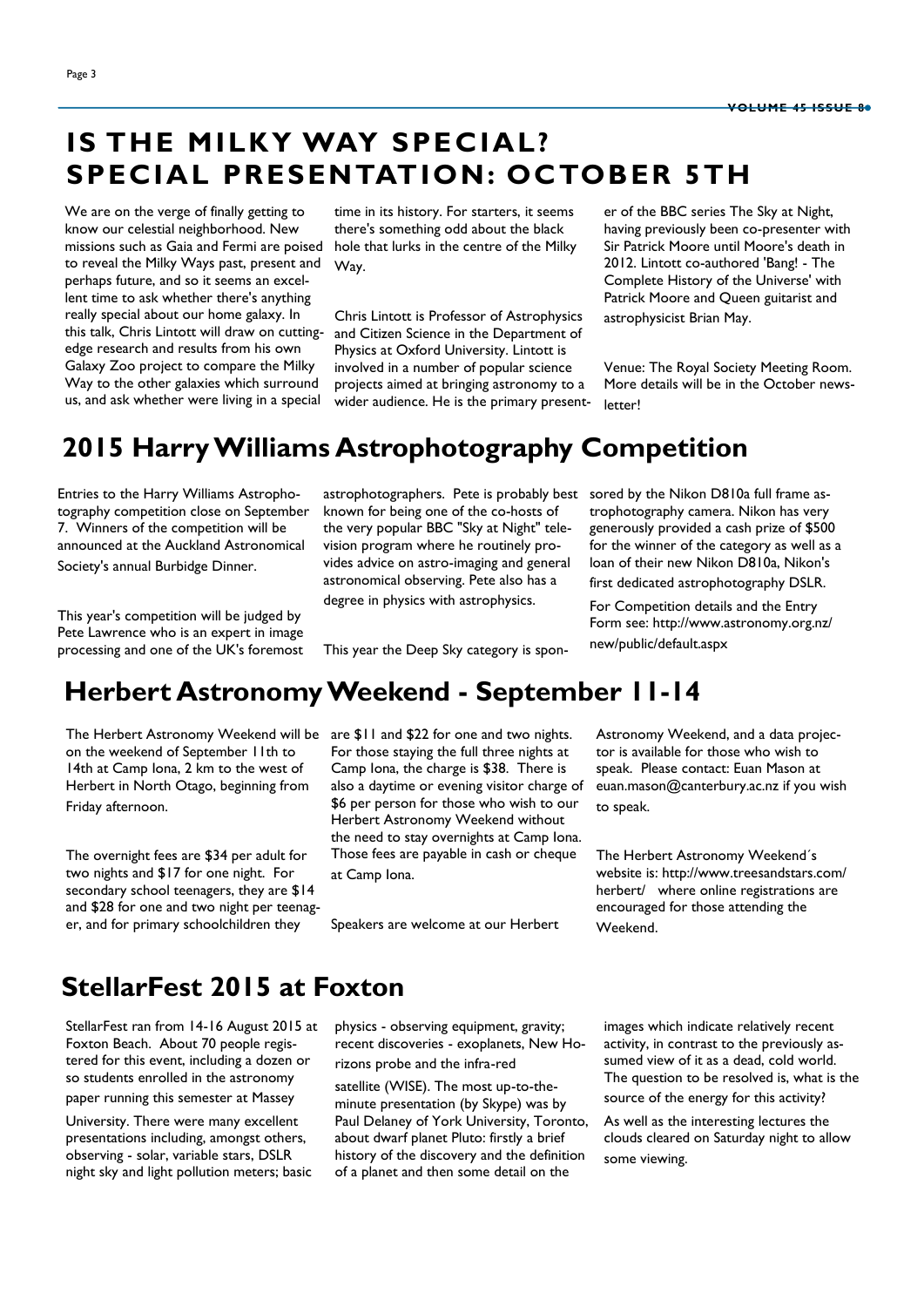# IS THE MILKY WAY SPECIAL? SPECIAL PRESENTATION: OCTOBER 5TH

We are on the verge of finally getting to know our celestial neighborhood. New missions such as Gaia and Fermi are poised to reveal the Milky Ways past, present and perhaps future, and so it seems an excellent time to ask whether there's anything really special about our home galaxy. In this talk, Chris Lintott will draw on cutting-edge research and results from his own Galaxy Zoo project to compare the Milky Way to the other galaxies which surround us, and ask whether were living in a special time in its history. For starters, it seems there's something odd about the black hole that lurks in the centre of the Milky Way.

Chris Lintott is Professor of Astrophysics and Citizen Science in the Department of Physics at Oxford University. Lintott is involved in a number of popular science projects aimed at bringing astronomy to a wider audience. He is the primary presenter of the BBC series The Sky at Night, having previously been co-presenter with Sir Patrick Moore until Moore's death in 2012. Lintott co-authored 'Bang! - The Complete History of the Universe' with Patrick Moore and Queen guitarist and astrophysicist Brian May.

Venue: The Royal Society Meeting Room. More details will be in the October newsletter!

# 2015 Harry Williams Astrophotography Competition

Entries to the Harry Williams Astrophotography competition close on September 7. Winners of the competition will be announced at the Auckland Astronomical Society's annual Burbidge Dinner.

This year's competition will be judged by Pete Lawrence who is an expert in image processing and one of the UK's foremost astrophotographers. Pete is probably best known for being one of the co-hosts of the very popular BBC "Sky at Night" television program where he routinely provides advice on astro-imaging and general astronomical observing. Pete also has a degree in physics with astrophysics.

This year the Deep Sky category is sponsored by the Nikon D810a full frame astrophotography camera. Nikon has very generously provided a cash prize of $500 for the winner of the category as well as a loan of their new Nikon D810a, Nikon's first dedicated astrophotography DSLR.

For Competition details and the Entry Form see: http://www.astronomy.org.nz/new/public/default.aspx

# Herbert Astronomy Weekend - September 11-14

The Herbert Astronomy Weekend will be on the weekend of September 11th to 14th at Camp Iona, 2 km to the west of Herbert in North Otago, beginning from Friday afternoon.

The overnight fees are $34 per adult for two nights and $17 for one night. For secondary school teenagers, they are $14 and $28 for one and two night per teenager, and for primary schoolchildren they are $11 and $22 for one and two nights. For those staying the full three nights at Camp Iona, the charge is $38. There is also a daytime or evening visitor charge of $6 per person for those who wish to our Herbert Astronomy Weekend without the need to stay overnights at Camp Iona. Those fees are payable in cash or cheque at Camp Iona.

Speakers are welcome at our Herbert Astronomy Weekend, and a data projector is available for those who wish to speak. Please contact: Euan Mason at euan.mason@canterbury.ac.nz if you wish to speak.

The Herbert Astronomy Weekend´s website is: http://www.treesandstars.com/herbert/ where online registrations are encouraged for those attending the Weekend.

# StellarFest 2015 at Foxton

StellarFest ran from 14-16 August 2015 at Foxton Beach. About 70 people registered for this event, including a dozen or so students enrolled in the astronomy paper running this semester at Massey University. There were many excellent presentations including, amongst others, observing - solar, variable stars, DSLR night sky and light pollution meters; basic physics - observing equipment, gravity; recent discoveries - exoplanets, New Horizons probe and the infra-red satellite (WISE). The most up-to-the-minute presentation (by Skype) was by Paul Delaney of York University, Toronto, about dwarf planet Pluto: firstly a brief history of the discovery and the definition of a planet and then some detail on the images which indicate relatively recent activity, in contrast to the previously assumed view of it as a dead, cold world. The question to be resolved is, what is the source of the energy for this activity?

As well as the interesting lectures the clouds cleared on Saturday night to allow some viewing.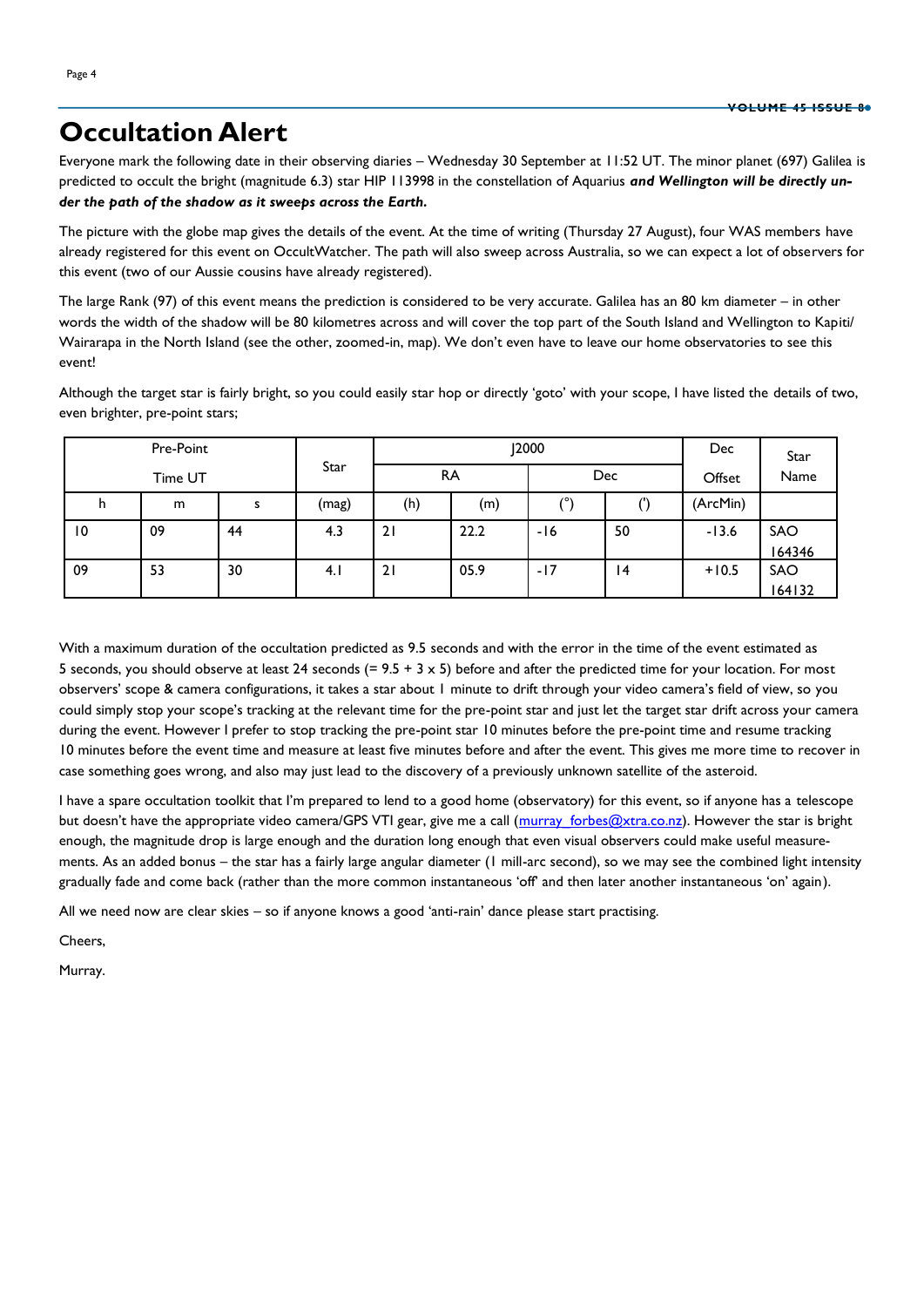# Occultation Alert

Everyone mark the following date in their observing diaries – Wednesday 30 September at 11:52 UT. The minor planet (697) Galilea is predicted to occult the bright (magnitude 6.3) star HIP 113998 in the constellation of Aquarius ***and Wellington will be directly under the path of the shadow as it sweeps across the Earth.***

The picture with the globe map gives the details of the event. At the time of writing (Thursday 27 August), four WAS members have already registered for this event on OccultWatcher. The path will also sweep across Australia, so we can expect a lot of observers for this event (two of our Aussie cousins have already registered).

The large Rank (97) of this event means the prediction is considered to be very accurate. Galilea has an 80 km diameter – in other words the width of the shadow will be 80 kilometres across and will cover the top part of the South Island and Wellington to Kapiti/Wairarapa in the North Island (see the other, zoomed-in, map). We don't even have to leave our home observatories to see this event!

Although the target star is fairly bright, so you could easily star hop or directly 'goto' with your scope, I have listed the details of two, even brighter, pre-point stars;

| Pre-Point Time UT | | | Star | J2000 | | | | Dec Offset | Star Name |
|---|---|---|---|---|---|---|---|---|---|
| | | | | RA | | Dec | | | |
| h | m | s | (mag) | (h) | (m) | (°) | (') | (ArcMin) | |
| 10 | 09 | 44 | 4.3 | 21 | 22.2 | -16 | 50 | -13.6 | SAO 164346 |
| 09 | 53 | 30 | 4.1 | 21 | 05.9 | -17 | 14 | +10.5 | SAO 164132 |

With a maximum duration of the occultation predicted as 9.5 seconds and with the error in the time of the event estimated as 5 seconds, you should observe at least 24 seconds (= 9.5 + 3 x 5) before and after the predicted time for your location. For most observers' scope & camera configurations, it takes a star about 1 minute to drift through your video camera's field of view, so you could simply stop your scope's tracking at the relevant time for the pre-point star and just let the target star drift across your camera during the event. However I prefer to stop tracking the pre-point star 10 minutes before the pre-point time and resume tracking 10 minutes before the event time and measure at least five minutes before and after the event. This gives me more time to recover in case something goes wrong, and also may just lead to the discovery of a previously unknown satellite of the asteroid.

I have a spare occultation toolkit that I'm prepared to lend to a good home (observatory) for this event, so if anyone has a telescope but doesn't have the appropriate video camera/GPS VTI gear, give me a call (murray_forbes@xtra.co.nz). However the star is bright enough, the magnitude drop is large enough and the duration long enough that even visual observers could make useful measurements. As an added bonus – the star has a fairly large angular diameter (1 mill-arc second), so we may see the combined light intensity gradually fade and come back (rather than the more common instantaneous 'off' and then later another instantaneous 'on' again).

All we need now are clear skies – so if anyone knows a good 'anti-rain' dance please start practising.

Cheers,

Murray.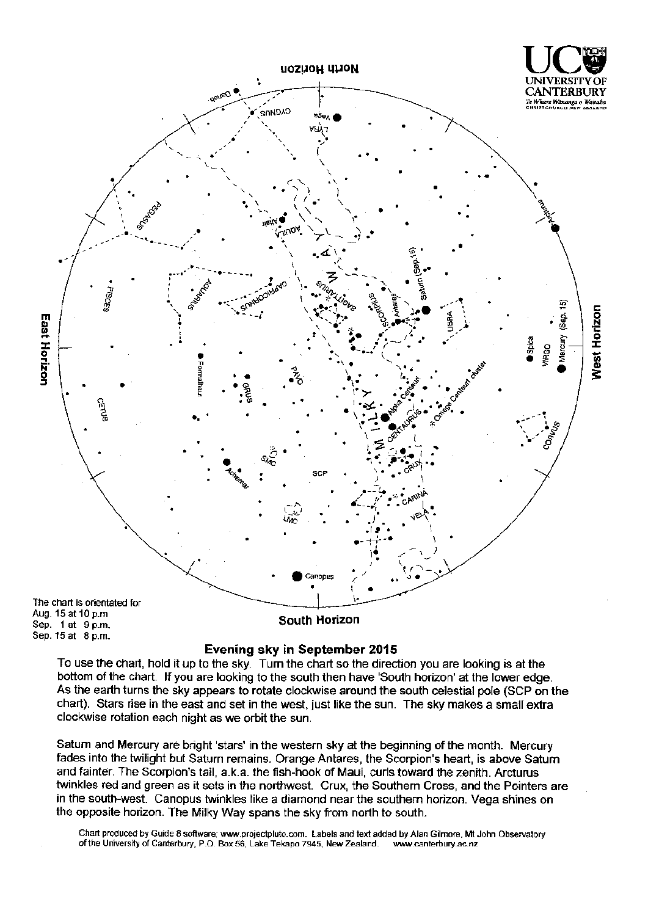The chart is orientated for
Aug. 15 at 10 p.m
Sep. 1 at 9 p.m.
Sep. 15 at 8 p.m.

## Evening sky in September 2015

To use the chart, hold it up to the sky. Turn the chart so the direction you are looking is at the bottom of the chart. If you are looking to the south then have 'South horizon' at the lower edge. As the earth turns the sky appears to rotate clockwise around the south celestial pole (SCP on the chart). Stars rise in the east and set in the west, just like the sun. The sky makes a small extra clockwise rotation each night as we orbit the sun.

Saturn and Mercury are bright 'stars' in the western sky at the beginning of the month. Mercury fades into the twilight but Saturn remains. Orange Antares, the Scorpion's heart, is above Saturn and fainter. The Scorpion's tail, a.k.a. the fish-hook of Maui, curls toward the zenith. Arcturus twinkles red and green as it sets in the northwest. Crux, the Southern Cross, and the Pointers are in the south-west. Canopus twinkles like a diamond near the southern horizon. Vega shines on the opposite horizon. The Milky Way spans the sky from north to south.

Chart produced by Guide 8 software: www.projectpluto.com. Labels and text added by Alan Gilmore, Mt John Observatory of the University of Canterbury, P.O. Box 56, Lake Tekapo 7945, New Zealand. www.canterbury.ac.nz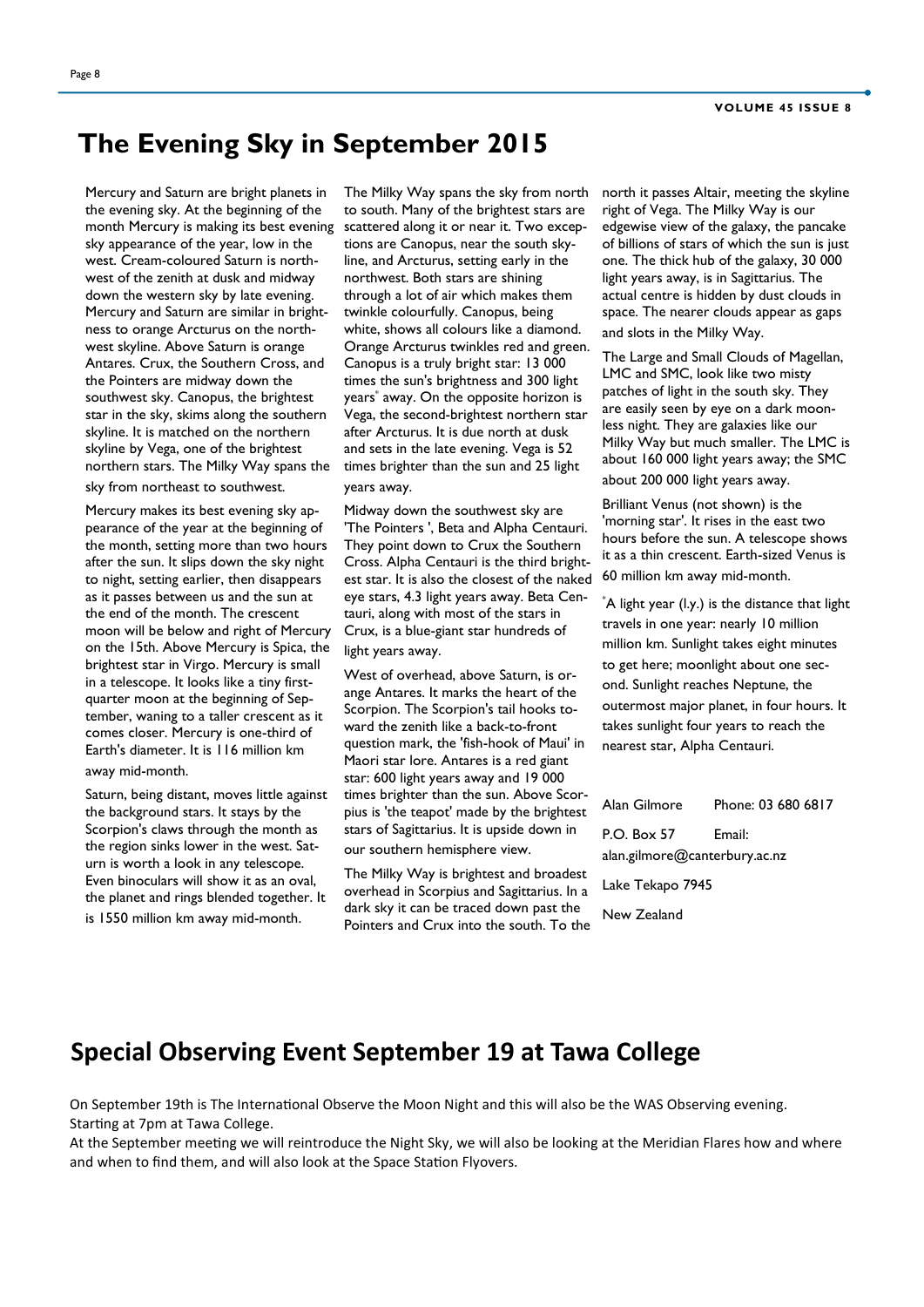# The Evening Sky in September 2015

Mercury and Saturn are bright planets in the evening sky. At the beginning of the month Mercury is making its best evening sky appearance of the year, low in the west. Cream-coloured Saturn is northwest of the zenith at dusk and midway down the western sky by late evening. Mercury and Saturn are similar in brightness to orange Arcturus on the northwest skyline. Above Saturn is orange Antares. Crux, the Southern Cross, and the Pointers are midway down the southwest sky. Canopus, the brightest star in the sky, skims along the southern skyline. It is matched on the northern skyline by Vega, one of the brightest northern stars. The Milky Way spans the sky from northeast to southwest.

Mercury makes its best evening sky appearance of the year at the beginning of the month, setting more than two hours after the sun. It slips down the sky night to night, setting earlier, then disappears as it passes between us and the sun at the end of the month. The crescent moon will be below and right of Mercury on the 15th. Above Mercury is Spica, the brightest star in Virgo. Mercury is small in a telescope. It looks like a tiny first-quarter moon at the beginning of September, waning to a taller crescent as it comes closer. Mercury is one-third of Earth's diameter. It is 116 million km away mid-month.

Saturn, being distant, moves little against the background stars. It stays by the Scorpion's claws through the month as the region sinks lower in the west. Saturn is worth a look in any telescope. Even binoculars will show it as an oval, the planet and rings blended together. It is 1550 million km away mid-month.

The Milky Way spans the sky from north to south. Many of the brightest stars are scattered along it or near it. Two exceptions are Canopus, near the south skyline, and Arcturus, setting early in the northwest. Both stars are shining through a lot of air which makes them twinkle colourfully. Canopus, being white, shows all colours like a diamond. Orange Arcturus twinkles red and green. Canopus is a truly bright star: 13 000 times the sun's brightness and 300 light years* away. On the opposite horizon is Vega, the second-brightest northern star after Arcturus. It is due north at dusk and sets in the late evening. Vega is 52 times brighter than the sun and 25 light years away.

Midway down the southwest sky are 'The Pointers ', Beta and Alpha Centauri. They point down to Crux the Southern Cross. Alpha Centauri is the third brightest star. It is also the closest of the naked eye stars, 4.3 light years away. Beta Centauri, along with most of the stars in Crux, is a blue-giant star hundreds of light years away.

West of overhead, above Saturn, is orange Antares. It marks the heart of the Scorpion. The Scorpion's tail hooks toward the zenith like a back-to-front question mark, the 'fish-hook of Maui' in Maori star lore. Antares is a red giant star: 600 light years away and 19 000 times brighter than the sun. Above Scorpius is 'the teapot' made by the brightest stars of Sagittarius. It is upside down in our southern hemisphere view.

The Milky Way is brightest and broadest overhead in Scorpius and Sagittarius. In a dark sky it can be traced down past the Pointers and Crux into the south. To the north it passes Altair, meeting the skyline right of Vega. The Milky Way is our edgewise view of the galaxy, the pancake of billions of stars of which the sun is just one. The thick hub of the galaxy, 30 000 light years away, is in Sagittarius. The actual centre is hidden by dust clouds in space. The nearer clouds appear as gaps and slots in the Milky Way.

The Large and Small Clouds of Magellan, LMC and SMC, look like two misty patches of light in the south sky. They are easily seen by eye on a dark moonless night. They are galaxies like our Milky Way but much smaller. The LMC is about 160 000 light years away; the SMC about 200 000 light years away.

Brilliant Venus (not shown) is the 'morning star'. It rises in the east two hours before the sun. A telescope shows it as a thin crescent. Earth-sized Venus is 60 million km away mid-month.

*A light year (l.y.) is the distance that light travels in one year: nearly 10 million million km. Sunlight takes eight minutes to get here; moonlight about one second. Sunlight reaches Neptune, the outermost major planet, in four hours. It takes sunlight four years to reach the nearest star, Alpha Centauri.

Alan Gilmore Phone: 03 680 6817

P.O. Box 57 Email: alan.gilmore@canterbury.ac.nz

Lake Tekapo 7945

New Zealand

# Special Observing Event September 19 at Tawa College

On September 19th is The International Observe the Moon Night and this will also be the WAS Observing evening. Starting at 7pm at Tawa College.

At the September meeting we will reintroduce the Night Sky, we will also be looking at the Meridian Flares how and where and when to find them, and will also look at the Space Station Flyovers.